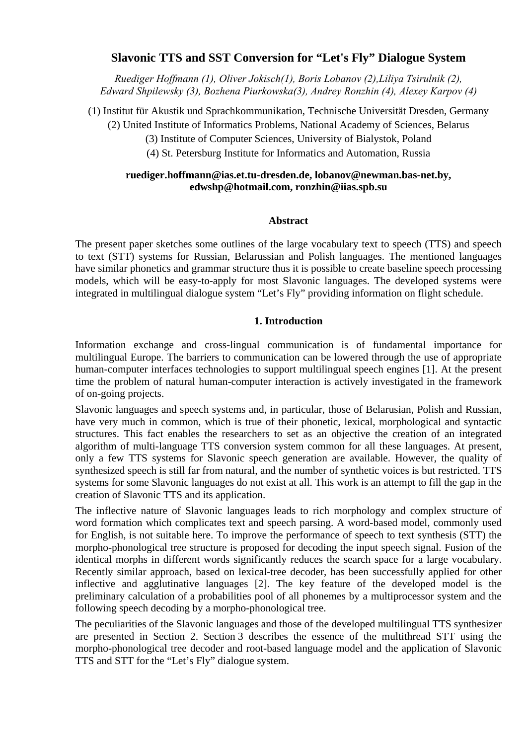# Slavonic TTS and SST Conversion for "Let's Fly" Dialogue System

*Ruediger Hoffmann (1), Oliver Jokisch(1), Boris Lobanov (2),Liliya Tsirulnik (2), Edward Shpilewsky (3), Bozhena Piurkowska(3), Andrey Ronzhin (4), Alexey Karpov (4)*

(1) Institut für Akustik und Sprachkommunikation, Technische Universität Dresden, Germany
(2) United Institute of Informatics Problems, National Academy of Sciences, Belarus
(3) Institute of Computer Sciences, University of Bialystok, Poland
(4) St. Petersburg Institute for Informatics and Automation, Russia

**ruediger.hoffmann@ias.et.tu-dresden.de, lobanov@newman.bas-net.by, edwshp@hotmail.com, ronzhin@iias.spb.su**

### Abstract

The present paper sketches some outlines of the large vocabulary text to speech (TTS) and speech to text (STT) systems for Russian, Belarussian and Polish languages. The mentioned languages have similar phonetics and grammar structure thus it is possible to create baseline speech processing models, which will be easy-to-apply for most Slavonic languages. The developed systems were integrated in multilingual dialogue system "Let's Fly" providing information on flight schedule.

## 1. Introduction

Information exchange and cross-lingual communication is of fundamental importance for multilingual Europe. The barriers to communication can be lowered through the use of appropriate human-computer interfaces technologies to support multilingual speech engines [1]. At the present time the problem of natural human-computer interaction is actively investigated in the framework of on-going projects.

Slavonic languages and speech systems and, in particular, those of Belarusian, Polish and Russian, have very much in common, which is true of their phonetic, lexical, morphological and syntactic structures. This fact enables the researchers to set as an objective the creation of an integrated algorithm of multi-language TTS conversion system common for all these languages. At present, only a few TTS systems for Slavonic speech generation are available. However, the quality of synthesized speech is still far from natural, and the number of synthetic voices is but restricted. TTS systems for some Slavonic languages do not exist at all. This work is an attempt to fill the gap in the creation of Slavonic TTS and its application.

The inflective nature of Slavonic languages leads to rich morphology and complex structure of word formation which complicates text and speech parsing. A word-based model, commonly used for English, is not suitable here. To improve the performance of speech to text synthesis (STT) the morpho-phonological tree structure is proposed for decoding the input speech signal. Fusion of the identical morphs in different words significantly reduces the search space for a large vocabulary. Recently similar approach, based on lexical-tree decoder, has been successfully applied for other inflective and agglutinative languages [2]. The key feature of the developed model is the preliminary calculation of a probabilities pool of all phonemes by a multiprocessor system and the following speech decoding by a morpho-phonological tree.

The peculiarities of the Slavonic languages and those of the developed multilingual TTS synthesizer are presented in Section 2. Section 3 describes the essence of the multithread STT using the morpho-phonological tree decoder and root-based language model and the application of Slavonic TTS and STT for the "Let's Fly" dialogue system.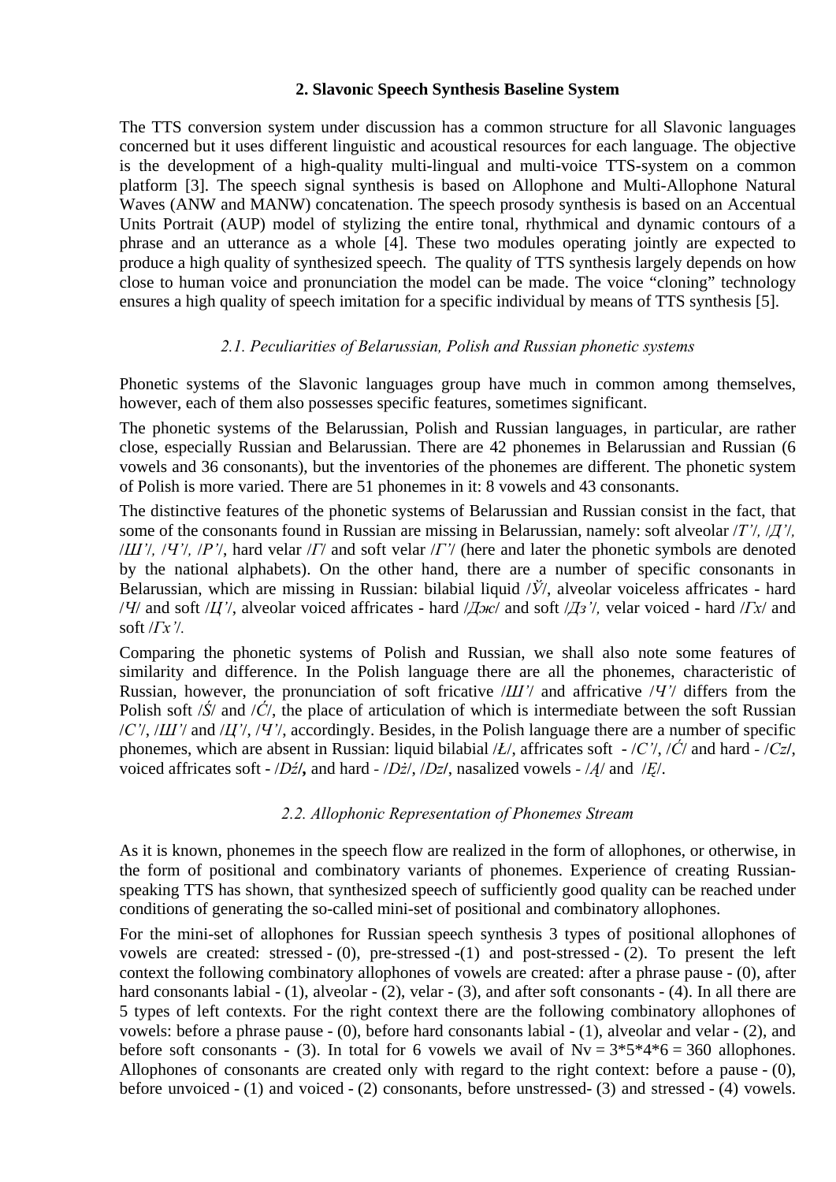## 2. Slavonic Speech Synthesis Baseline System

The TTS conversion system under discussion has a common structure for all Slavonic languages concerned but it uses different linguistic and acoustical resources for each language. The objective is the development of a high-quality multi-lingual and multi-voice TTS-system on a common platform [3]. The speech signal synthesis is based on Allophone and Multi-Allophone Natural Waves (ANW and MANW) concatenation. The speech prosody synthesis is based on an Accentual Units Portrait (AUP) model of stylizing the entire tonal, rhythmical and dynamic contours of a phrase and an utterance as a whole [4]. These two modules operating jointly are expected to produce a high quality of synthesized speech. The quality of TTS synthesis largely depends on how close to human voice and pronunciation the model can be made. The voice "cloning" technology ensures a high quality of speech imitation for a specific individual by means of TTS synthesis [5].

### *2.1. Peculiarities of Belarussian, Polish and Russian phonetic systems*

Phonetic systems of the Slavonic languages group have much in common among themselves, however, each of them also possesses specific features, sometimes significant.

The phonetic systems of the Belarussian, Polish and Russian languages, in particular, are rather close, especially Russian and Belarussian. There are 42 phonemes in Belarussian and Russian (6 vowels and 36 consonants), but the inventories of the phonemes are different. The phonetic system of Polish is more varied. There are 51 phonemes in it: 8 vowels and 43 consonants.

The distinctive features of the phonetic systems of Belarussian and Russian consist in the fact, that some of the consonants found in Russian are missing in Belarussian, namely: soft alveolar /*Т'*/, /*Д'*/, /*Ш'*/, /*Ч'*/, /*Р'*/, hard velar /*Г*/ and soft velar /*Г'*/ (here and later the phonetic symbols are denoted by the national alphabets). On the other hand, there are a number of specific consonants in Belarussian, which are missing in Russian: bilabial liquid /*Ў*/, alveolar voiceless affricates - hard /*Ч*/ and soft /*Ц'*/, alveolar voiced affricates - hard /*Дж*/ and soft /*Дз'*/, velar voiced - hard /*Гх*/ and soft /*Гх'*/.

Comparing the phonetic systems of Polish and Russian, we shall also note some features of similarity and difference. In the Polish language there are all the phonemes, characteristic of Russian, however, the pronunciation of soft fricative /*Ш'*/ and affricative /*Ч'*/ differs from the Polish soft /*Ś*/ and /*Ć*/, the place of articulation of which is intermediate between the soft Russian /*С'*/, /*Ш'*/ and /*Ц'*/, /*Ч'*/, accordingly. Besides, in the Polish language there are a number of specific phonemes, which are absent in Russian: liquid bilabial /*Ł*/, affricates soft - /*C'*/, /*Ć*/ and hard - /*Cz*/, voiced affricates soft - /*Dź*/, and hard - /*Dż*/, /*Dz*/, nasalized vowels - /*Ą*/ and /*Ę*/.

### *2.2. Allophonic Representation of Phonemes Stream*

As it is known, phonemes in the speech flow are realized in the form of allophones, or otherwise, in the form of positional and combinatory variants of phonemes. Experience of creating Russian-speaking TTS has shown, that synthesized speech of sufficiently good quality can be reached under conditions of generating the so-called mini-set of positional and combinatory allophones.

For the mini-set of allophones for Russian speech synthesis 3 types of positional allophones of vowels are created: stressed - (0), pre-stressed -(1) and post-stressed - (2). To present the left context the following combinatory allophones of vowels are created: after a phrase pause - (0), after hard consonants labial - (1), alveolar - (2), velar - (3), and after soft consonants - (4). In all there are 5 types of left contexts. For the right context there are the following combinatory allophones of vowels: before a phrase pause - (0), before hard consonants labial - (1), alveolar and velar - (2), and before soft consonants - (3). In total for 6 vowels we avail of $Nv = 3*5*4*6 = 360$ allophones. Allophones of consonants are created only with regard to the right context: before a pause - (0), before unvoiced - (1) and voiced - (2) consonants, before unstressed- (3) and stressed - (4) vowels.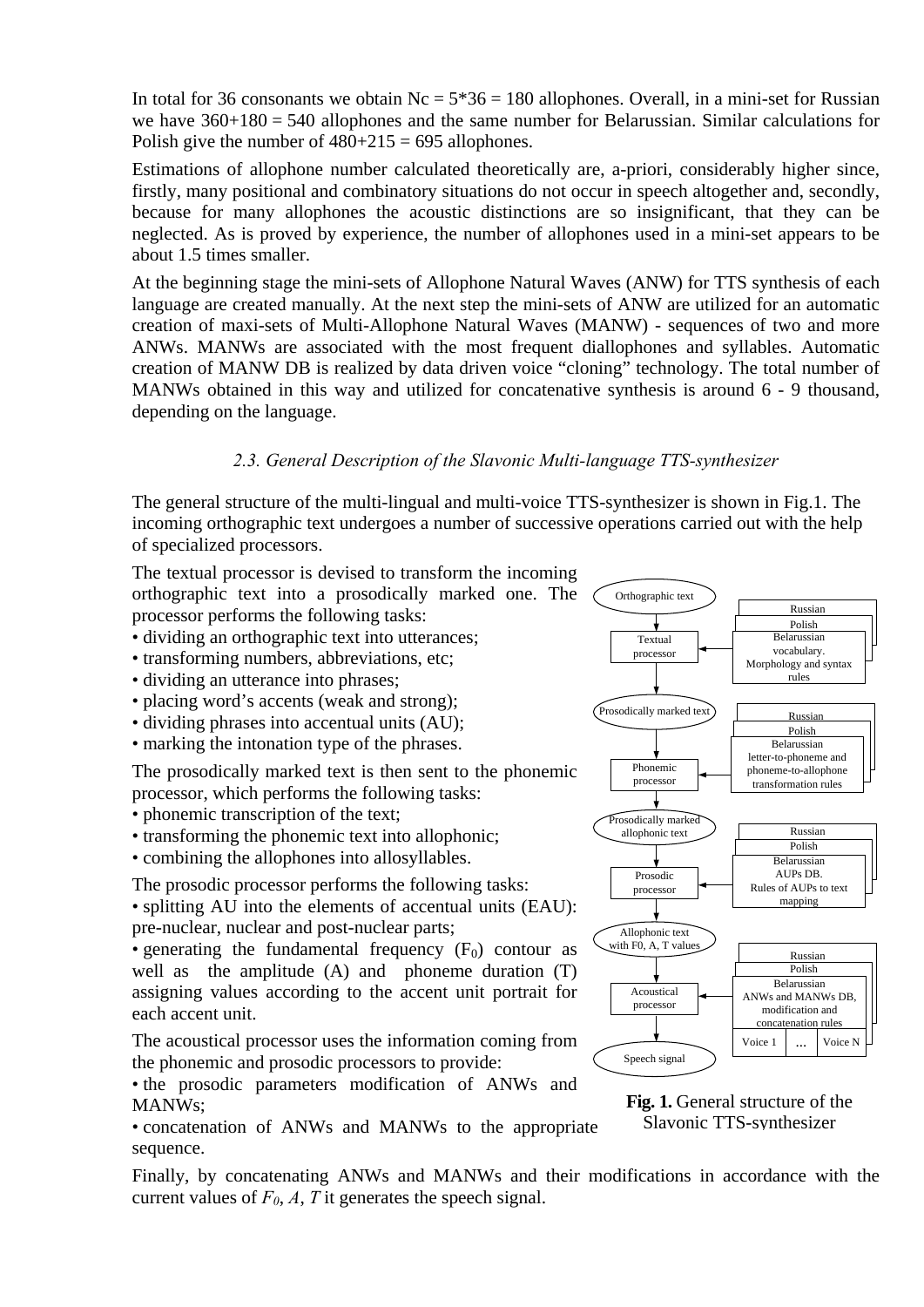In total for 36 consonants we obtain Nc = 5*36 = 180 allophones. Overall, in a mini-set for Russian we have 360+180 = 540 allophones and the same number for Belarussian. Similar calculations for Polish give the number of 480+215 = 695 allophones.

Estimations of allophone number calculated theoretically are, a-priori, considerably higher since, firstly, many positional and combinatory situations do not occur in speech altogether and, secondly, because for many allophones the acoustic distinctions are so insignificant, that they can be neglected. As is proved by experience, the number of allophones used in a mini-set appears to be about 1.5 times smaller.

At the beginning stage the mini-sets of Allophone Natural Waves (ANW) for TTS synthesis of each language are created manually. At the next step the mini-sets of ANW are utilized for an automatic creation of maxi-sets of Multi-Allophone Natural Waves (MANW) - sequences of two and more ANWs. MANWs are associated with the most frequent diallophones and syllables. Automatic creation of MANW DB is realized by data driven voice "cloning" technology. The total number of MANWs obtained in this way and utilized for concatenative synthesis is around 6 - 9 thousand, depending on the language.

### *2.3. General Description of the Slavonic Multi-language TTS-synthesizer*

The general structure of the multi-lingual and multi-voice TTS-synthesizer is shown in Fig.1. The incoming orthographic text undergoes a number of successive operations carried out with the help of specialized processors.

The textual processor is devised to transform the incoming orthographic text into a prosodically marked one. The processor performs the following tasks:

- dividing an orthographic text into utterances;
- transforming numbers, abbreviations, etc;
- dividing an utterance into phrases;
- placing word's accents (weak and strong);
- dividing phrases into accentual units (AU);
- marking the intonation type of the phrases.

The prosodically marked text is then sent to the phonemic processor, which performs the following tasks:

- phonemic transcription of the text;
- transforming the phonemic text into allophonic;
- combining the allophones into allosyllables.

The prosodic processor performs the following tasks:

- splitting AU into the elements of accentual units (EAU): pre-nuclear, nuclear and post-nuclear parts;
- generating the fundamental frequency ($F_0$) contour as well as the amplitude (A) and phoneme duration (T) assigning values according to the accent unit portrait for each accent unit.

The acoustical processor uses the information coming from the phonemic and prosodic processors to provide:

- the prosodic parameters modification of ANWs and MANWs;
- concatenation of ANWs and MANWs to the appropriate sequence.

Orthographic text → Textual processor (Russian / Polish / Belarussian vocabulary. Morphology and syntax rules) → Prosodically marked text → Phonemic processor (Russian / Polish / Belarussian letter-to-phoneme and phoneme-to-allophone transformation rules) → Prosodically marked allophonic text → Prosodic processor (Russian / Polish / Belarussian AUPs DB. Rules of AUPs to text mapping) → Allophonic text with F0, A, T values → Acoustical processor (Russian / Polish / Belarussian ANWs and MANWs DB, modification and concatenation rules; Voice 1 ... Voice N) → Speech signal

**Fig. 1.** General structure of the Slavonic TTS-synthesizer

Finally, by concatenating ANWs and MANWs and their modifications in accordance with the current values of $F_0$, $A$, $T$ it generates the speech signal.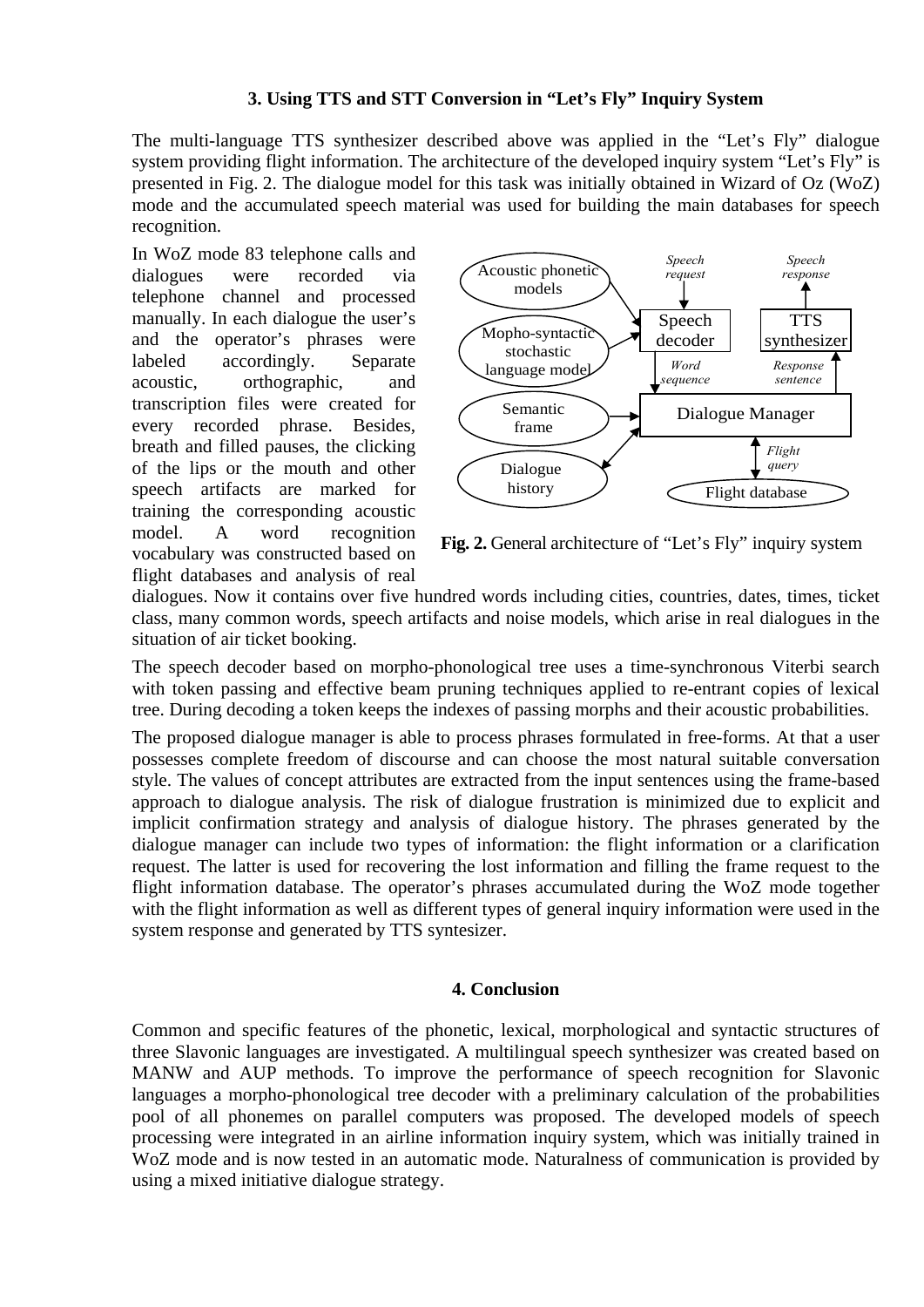### 3. Using TTS and STT Conversion in "Let's Fly" Inquiry System

The multi-language TTS synthesizer described above was applied in the "Let's Fly" dialogue system providing flight information. The architecture of the developed inquiry system "Let's Fly" is presented in Fig. 2. The dialogue model for this task was initially obtained in Wizard of Oz (WoZ) mode and the accumulated speech material was used for building the main databases for speech recognition.

In WoZ mode 83 telephone calls and dialogues were recorded via telephone channel and processed manually. In each dialogue the user's and the operator's phrases were labeled accordingly. Separate acoustic, orthographic, and transcription files were created for every recorded phrase. Besides, breath and filled pauses, the clicking of the lips or the mouth and other speech artifacts are marked for training the corresponding acoustic model. A word recognition vocabulary was constructed based on flight databases and analysis of real dialogues. Now it contains over five hundred words including cities, countries, dates, times, ticket class, many common words, speech artifacts and noise models, which arise in real dialogues in the situation of air ticket booking.

**Fig. 2.** General architecture of "Let's Fly" inquiry system

The speech decoder based on morpho-phonological tree uses a time-synchronous Viterbi search with token passing and effective beam pruning techniques applied to re-entrant copies of lexical tree. During decoding a token keeps the indexes of passing morphs and their acoustic probabilities.

The proposed dialogue manager is able to process phrases formulated in free-forms. At that a user possesses complete freedom of discourse and can choose the most natural suitable conversation style. The values of concept attributes are extracted from the input sentences using the frame-based approach to dialogue analysis. The risk of dialogue frustration is minimized due to explicit and implicit confirmation strategy and analysis of dialogue history. The phrases generated by the dialogue manager can include two types of information: the flight information or a clarification request. The latter is used for recovering the lost information and filling the frame request to the flight information database. The operator's phrases accumulated during the WoZ mode together with the flight information as well as different types of general inquiry information were used in the system response and generated by TTS syntesizer.

### 4. Conclusion

Common and specific features of the phonetic, lexical, morphological and syntactic structures of three Slavonic languages are investigated. A multilingual speech synthesizer was created based on MANW and AUP methods. To improve the performance of speech recognition for Slavonic languages a morpho-phonological tree decoder with a preliminary calculation of the probabilities pool of all phonemes on parallel computers was proposed. The developed models of speech processing were integrated in an airline information inquiry system, which was initially trained in WoZ mode and is now tested in an automatic mode. Naturalness of communication is provided by using a mixed initiative dialogue strategy.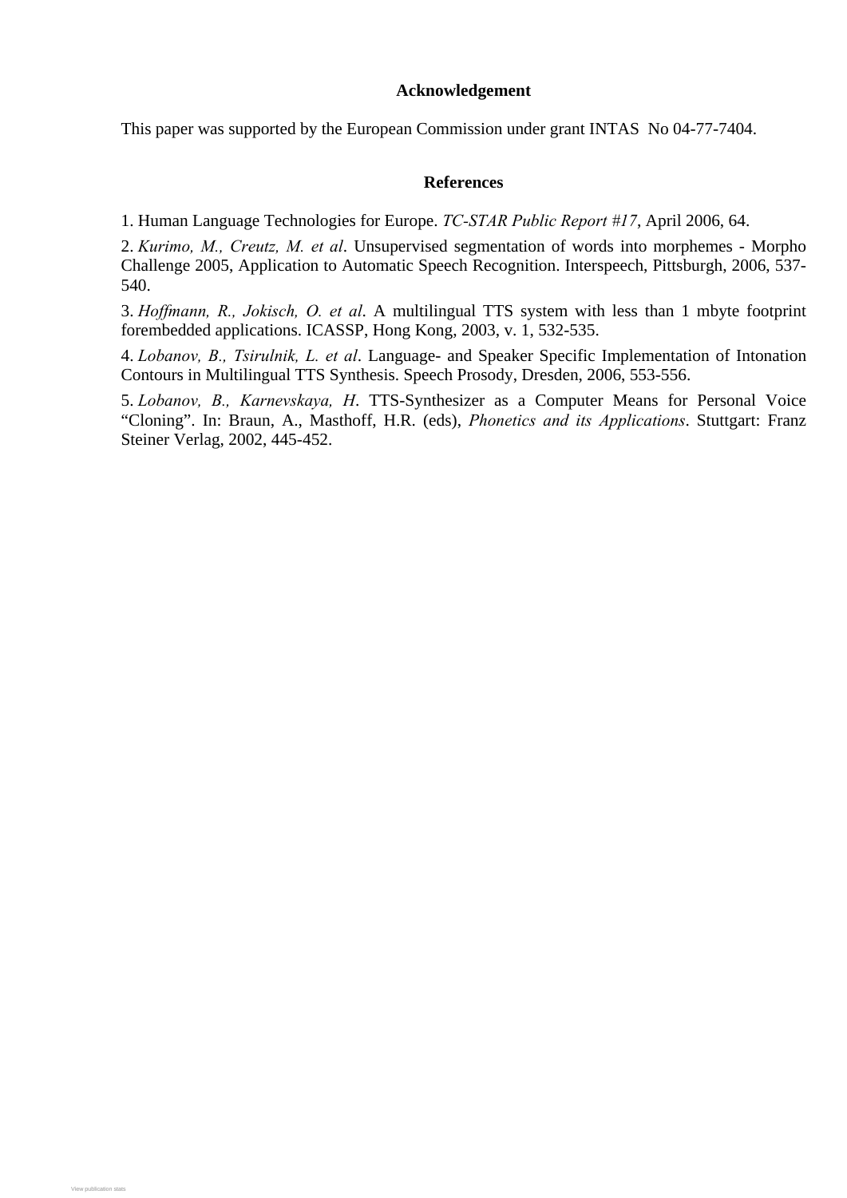### Acknowledgement

This paper was supported by the European Commission under grant INTAS No 04-77-7404.

### References

1. Human Language Technologies for Europe. *TC-STAR Public Report #17*, April 2006, 64.

2. *Kurimo, M., Creutz, M. et al*. Unsupervised segmentation of words into morphemes - Morpho Challenge 2005, Application to Automatic Speech Recognition. Interspeech, Pittsburgh, 2006, 537-540.

3. *Hoffmann, R., Jokisch, O. et al*. A multilingual TTS system with less than 1 mbyte footprint forembedded applications. ICASSP, Hong Kong, 2003, v. 1, 532-535.

4. *Lobanov, B., Tsirulnik, L. et al*. Language- and Speaker Specific Implementation of Intonation Contours in Multilingual TTS Synthesis. Speech Prosody, Dresden, 2006, 553-556.

5. *Lobanov, B., Karnevskaya, H*. TTS-Synthesizer as a Computer Means for Personal Voice "Cloning". In: Braun, A., Masthoff, H.R. (eds), *Phonetics and its Applications*. Stuttgart: Franz Steiner Verlag, 2002, 445-452.